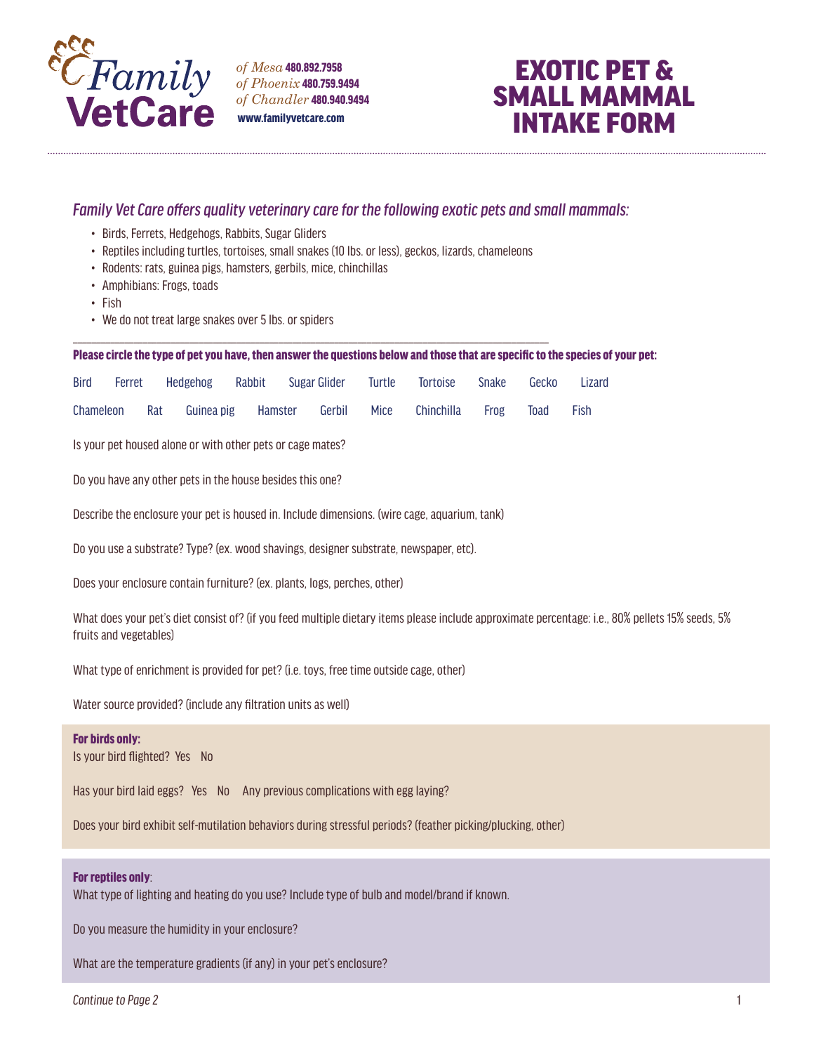Family VetCare

*of Mesa* **480.892.7958**
*of Phoenix* **480.759.9494**
*of Chandler* **480.940.9494**
**www.familyvetcare.com**

# EXOTIC PET & SMALL MAMMAL INTAKE FORM

*Family Vet Care offers quality veterinary care for the following exotic pets and small mammals:*

- Birds, Ferrets, Hedgehogs, Rabbits, Sugar Gliders
- Reptiles including turtles, tortoises, small snakes (10 lbs. or less), geckos, lizards, chameleons
- Rodents: rats, guinea pigs, hamsters, gerbils, mice, chinchillas
- Amphibians: Frogs, toads
- Fish
- We do not treat large snakes over 5 lbs. or spiders

**Please circle the type of pet you have, then answer the questions below and those that are specific to the species of your pet:**

Bird Ferret Hedgehog Rabbit Sugar Glider Turtle Tortoise Snake Gecko Lizard

Chameleon Rat Guinea pig Hamster Gerbil Mice Chinchilla Frog Toad Fish

Is your pet housed alone or with other pets or cage mates?

Do you have any other pets in the house besides this one?

Describe the enclosure your pet is housed in. Include dimensions. (wire cage, aquarium, tank)

Do you use a substrate? Type? (ex. wood shavings, designer substrate, newspaper, etc).

Does your enclosure contain furniture? (ex. plants, logs, perches, other)

What does your pet's diet consist of? (if you feed multiple dietary items please include approximate percentage: i.e., 80% pellets 15% seeds, 5% fruits and vegetables)

What type of enrichment is provided for pet? (i.e. toys, free time outside cage, other)

Water source provided? (include any filtration units as well)

**For birds only:**

Is your bird flighted? Yes No

Has your bird laid eggs? Yes No Any previous complications with egg laying?

Does your bird exhibit self-mutilation behaviors during stressful periods? (feather picking/plucking, other)

**For reptiles only**:

What type of lighting and heating do you use? Include type of bulb and model/brand if known.

Do you measure the humidity in your enclosure?

What are the temperature gradients (if any) in your pet's enclosure?

*Continue to Page 2*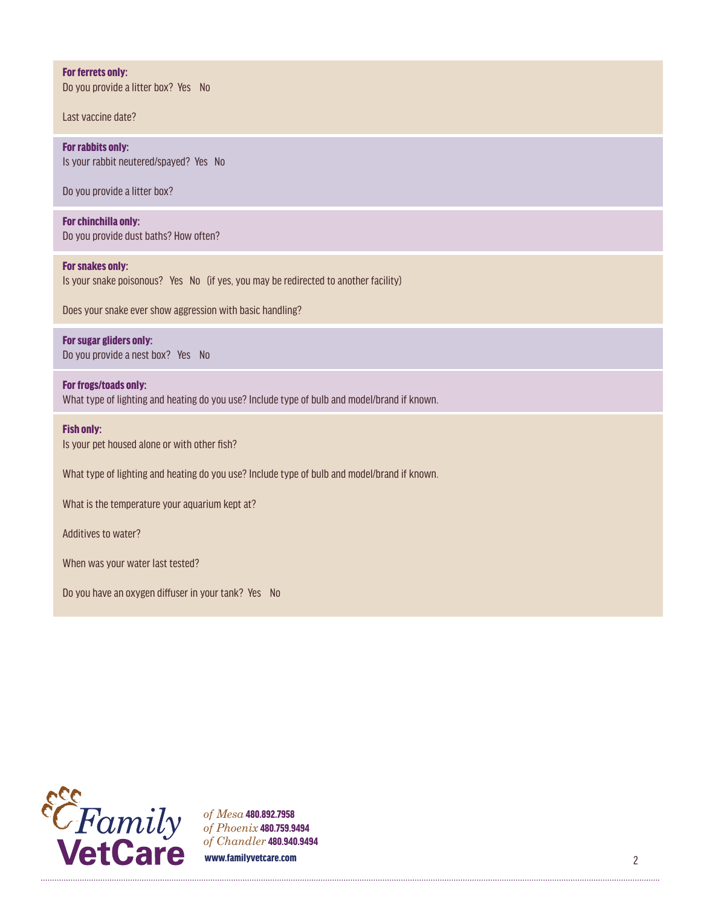**For ferrets only:**

Do you provide a litter box? Yes No

Last vaccine date?

**For rabbits only:**

Is your rabbit neutered/spayed? Yes No

Do you provide a litter box?

**For chinchilla only:**

Do you provide dust baths? How often?

**For snakes only:**

Is your snake poisonous? Yes No (if yes, you may be redirected to another facility)

Does your snake ever show aggression with basic handling?

**For sugar gliders only:**

Do you provide a nest box? Yes No

**For frogs/toads only:**

What type of lighting and heating do you use? Include type of bulb and model/brand if known.

**Fish only:**

Is your pet housed alone or with other fish?

What type of lighting and heating do you use? Include type of bulb and model/brand if known.

What is the temperature your aquarium kept at?

Additives to water?

When was your water last tested?

Do you have an oxygen diffuser in your tank? Yes No

Family VetCare

*of Mesa* **480.892.7958**
*of Phoenix* **480.759.9494**
*of Chandler* **480.940.9494**
**www.familyvetcare.com**